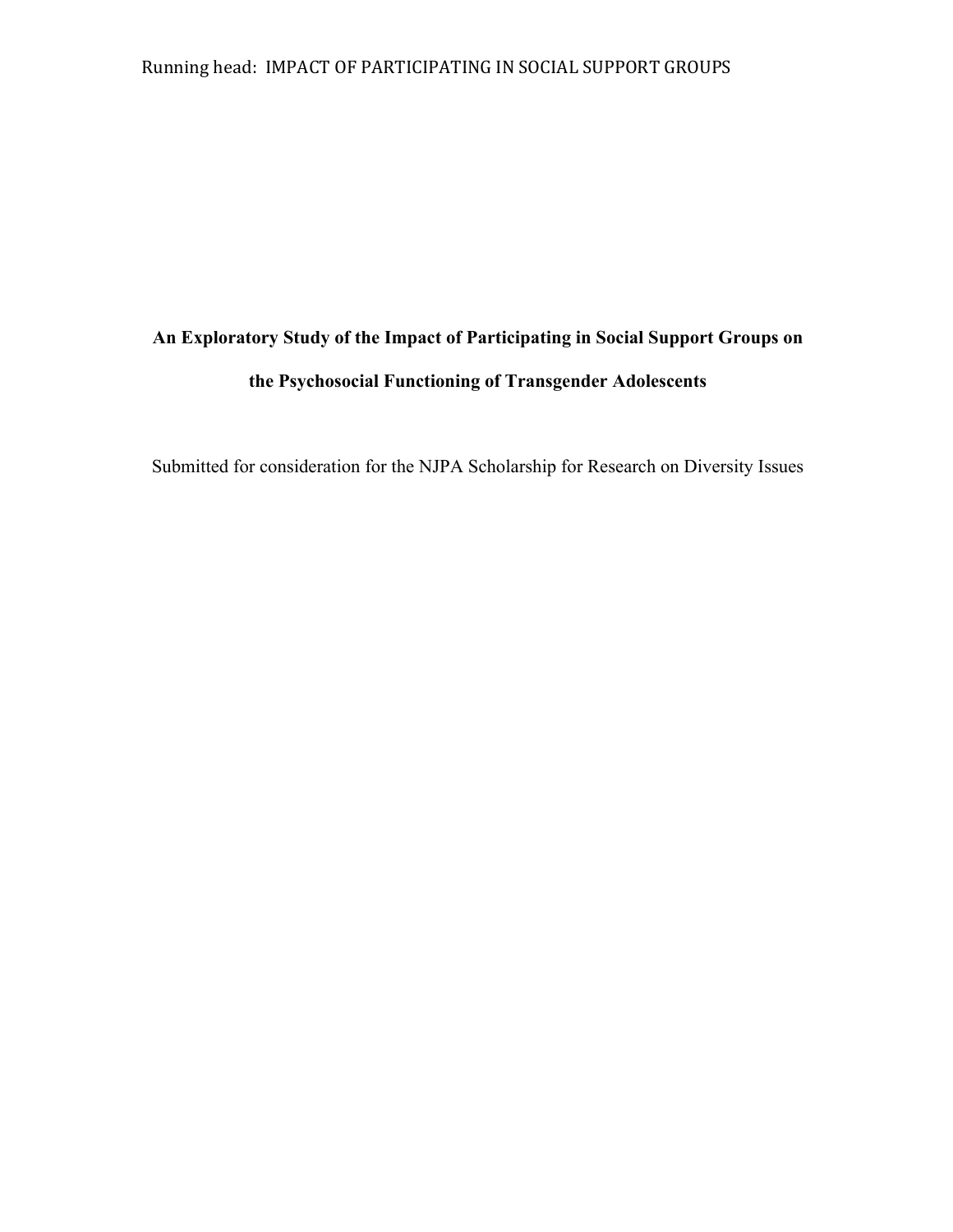# An Exploratory Study of the Impact of Participating in Social Support Groups on the Psychosocial Functioning of Transgender Adolescents

Submitted for consideration for the NJPA Scholarship for Research on Diversity Issues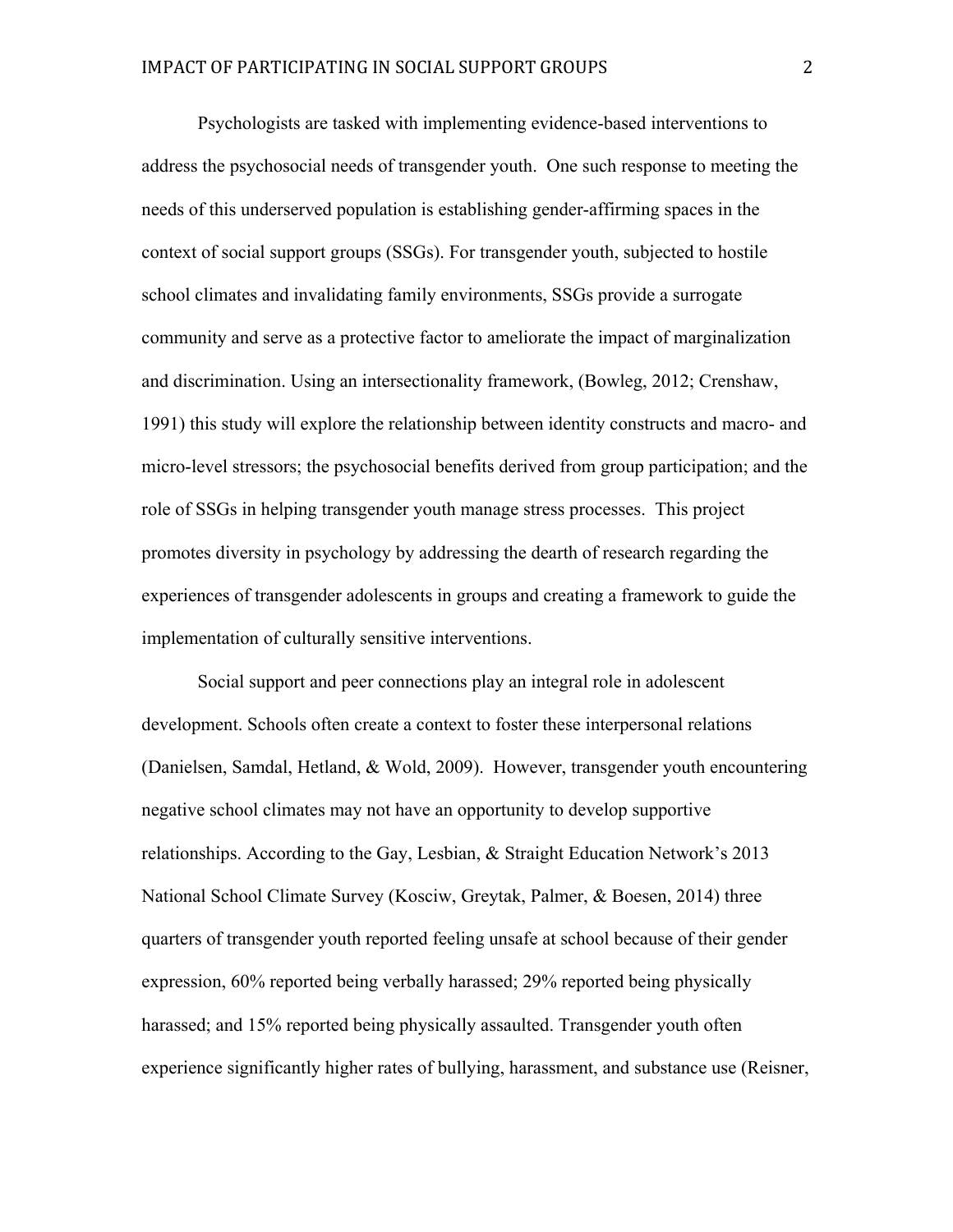Psychologists are tasked with implementing evidence-based interventions to address the psychosocial needs of transgender youth. One such response to meeting the needs of this underserved population is establishing gender-affirming spaces in the context of social support groups (SSGs). For transgender youth, subjected to hostile school climates and invalidating family environments, SSGs provide a surrogate community and serve as a protective factor to ameliorate the impact of marginalization and discrimination. Using an intersectionality framework, (Bowleg, 2012; Crenshaw, 1991) this study will explore the relationship between identity constructs and macro- and micro-level stressors; the psychosocial benefits derived from group participation; and the role of SSGs in helping transgender youth manage stress processes. This project promotes diversity in psychology by addressing the dearth of research regarding the experiences of transgender adolescents in groups and creating a framework to guide the implementation of culturally sensitive interventions.

Social support and peer connections play an integral role in adolescent development. Schools often create a context to foster these interpersonal relations (Danielsen, Samdal, Hetland, & Wold, 2009). However, transgender youth encountering negative school climates may not have an opportunity to develop supportive relationships. According to the Gay, Lesbian, & Straight Education Network's 2013 National School Climate Survey (Kosciw, Greytak, Palmer, & Boesen, 2014) three quarters of transgender youth reported feeling unsafe at school because of their gender expression, 60% reported being verbally harassed; 29% reported being physically harassed; and 15% reported being physically assaulted. Transgender youth often experience significantly higher rates of bullying, harassment, and substance use (Reisner,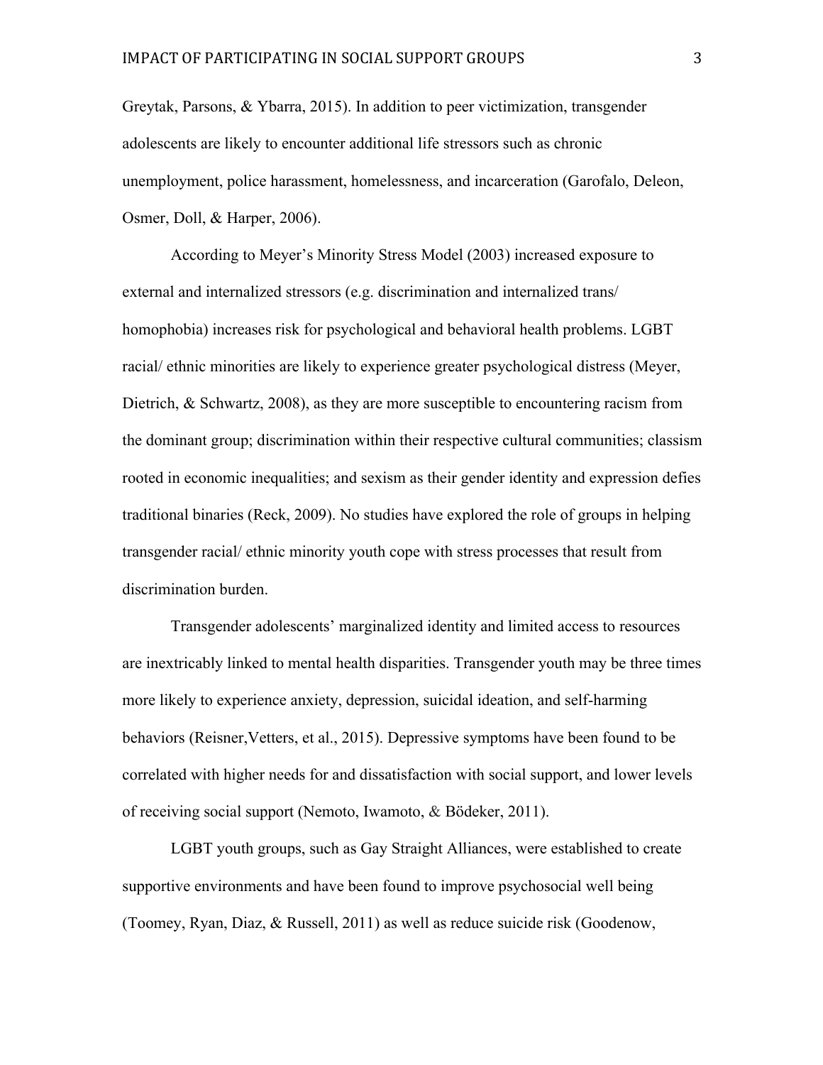Greytak, Parsons, & Ybarra, 2015). In addition to peer victimization, transgender adolescents are likely to encounter additional life stressors such as chronic unemployment, police harassment, homelessness, and incarceration (Garofalo, Deleon, Osmer, Doll, & Harper, 2006).

According to Meyer's Minority Stress Model (2003) increased exposure to external and internalized stressors (e.g. discrimination and internalized trans/ homophobia) increases risk for psychological and behavioral health problems. LGBT racial/ ethnic minorities are likely to experience greater psychological distress (Meyer, Dietrich, & Schwartz, 2008), as they are more susceptible to encountering racism from the dominant group; discrimination within their respective cultural communities; classism rooted in economic inequalities; and sexism as their gender identity and expression defies traditional binaries (Reck, 2009). No studies have explored the role of groups in helping transgender racial/ ethnic minority youth cope with stress processes that result from discrimination burden.

Transgender adolescents' marginalized identity and limited access to resources are inextricably linked to mental health disparities. Transgender youth may be three times more likely to experience anxiety, depression, suicidal ideation, and self-harming behaviors (Reisner,Vetters, et al., 2015). Depressive symptoms have been found to be correlated with higher needs for and dissatisfaction with social support, and lower levels of receiving social support (Nemoto, Iwamoto, & Bödeker, 2011).

LGBT youth groups, such as Gay Straight Alliances, were established to create supportive environments and have been found to improve psychosocial well being (Toomey, Ryan, Diaz, & Russell, 2011) as well as reduce suicide risk (Goodenow,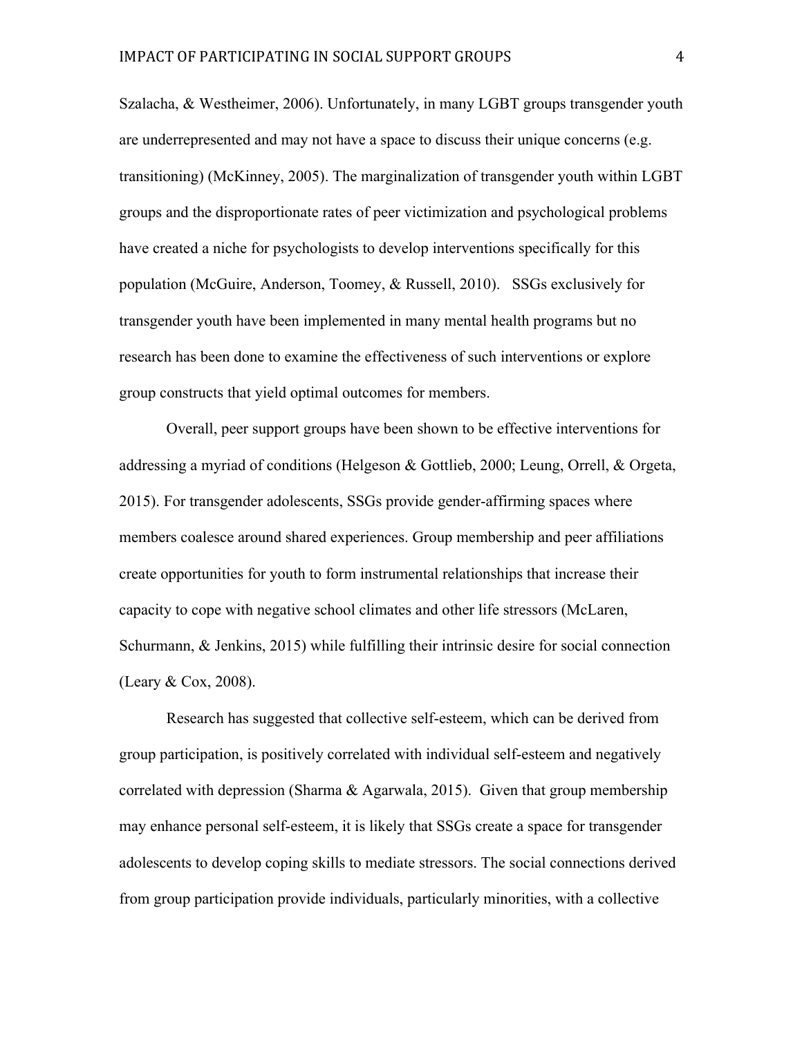Szalacha, & Westheimer, 2006). Unfortunately, in many LGBT groups transgender youth are underrepresented and may not have a space to discuss their unique concerns (e.g. transitioning) (McKinney, 2005). The marginalization of transgender youth within LGBT groups and the disproportionate rates of peer victimization and psychological problems have created a niche for psychologists to develop interventions specifically for this population (McGuire, Anderson, Toomey, & Russell, 2010). SSGs exclusively for transgender youth have been implemented in many mental health programs but no research has been done to examine the effectiveness of such interventions or explore group constructs that yield optimal outcomes for members.

Overall, peer support groups have been shown to be effective interventions for addressing a myriad of conditions (Helgeson & Gottlieb, 2000; Leung, Orrell, & Orgeta, 2015). For transgender adolescents, SSGs provide gender-affirming spaces where members coalesce around shared experiences. Group membership and peer affiliations create opportunities for youth to form instrumental relationships that increase their capacity to cope with negative school climates and other life stressors (McLaren, Schurmann, & Jenkins, 2015) while fulfilling their intrinsic desire for social connection (Leary & Cox, 2008).

Research has suggested that collective self-esteem, which can be derived from group participation, is positively correlated with individual self-esteem and negatively correlated with depression (Sharma & Agarwala, 2015). Given that group membership may enhance personal self-esteem, it is likely that SSGs create a space for transgender adolescents to develop coping skills to mediate stressors. The social connections derived from group participation provide individuals, particularly minorities, with a collective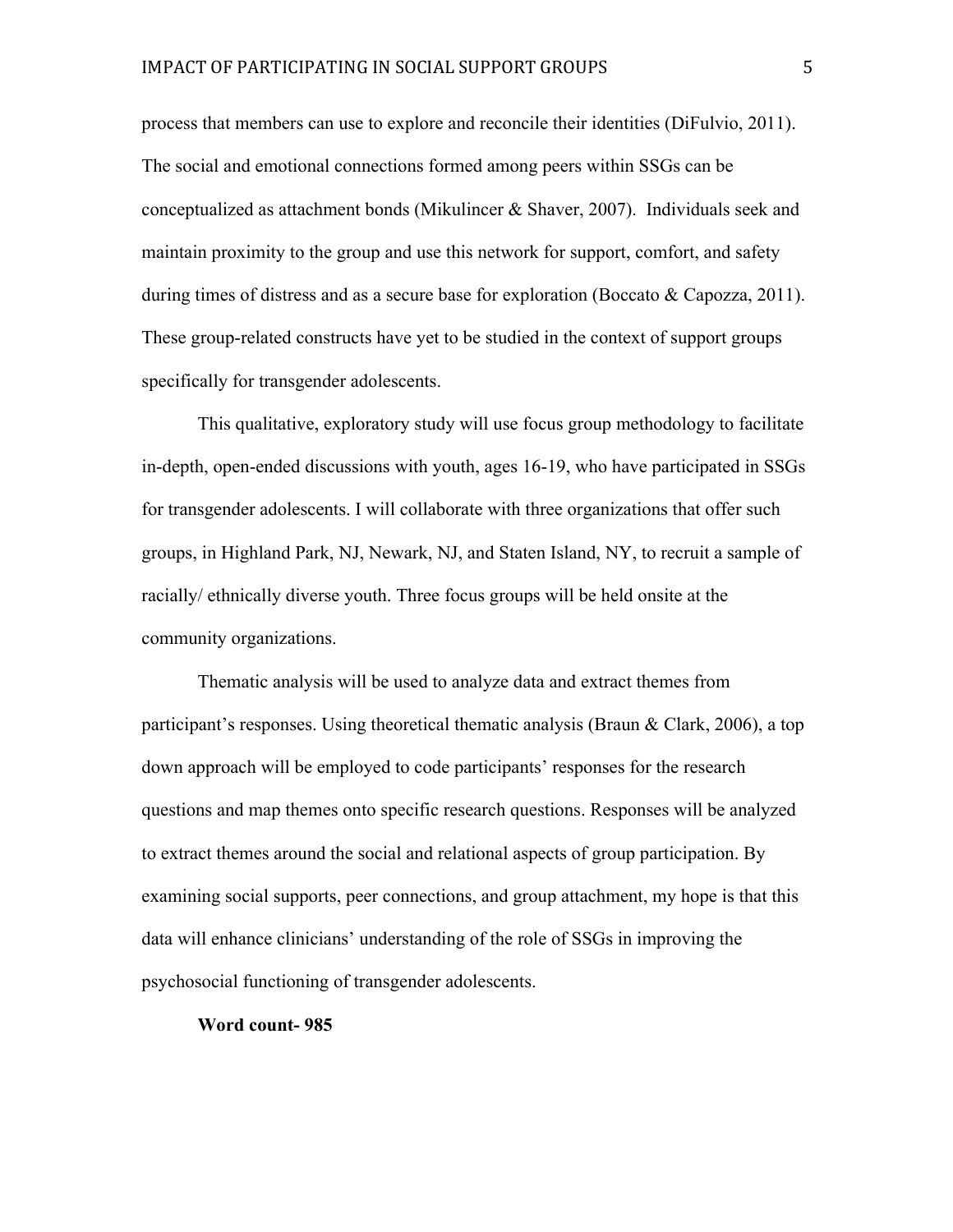process that members can use to explore and reconcile their identities (DiFulvio, 2011). The social and emotional connections formed among peers within SSGs can be conceptualized as attachment bonds (Mikulincer & Shaver, 2007). Individuals seek and maintain proximity to the group and use this network for support, comfort, and safety during times of distress and as a secure base for exploration (Boccato & Capozza, 2011). These group-related constructs have yet to be studied in the context of support groups specifically for transgender adolescents.

This qualitative, exploratory study will use focus group methodology to facilitate in-depth, open-ended discussions with youth, ages 16-19, who have participated in SSGs for transgender adolescents. I will collaborate with three organizations that offer such groups, in Highland Park, NJ, Newark, NJ, and Staten Island, NY, to recruit a sample of racially/ ethnically diverse youth. Three focus groups will be held onsite at the community organizations.

Thematic analysis will be used to analyze data and extract themes from participant's responses. Using theoretical thematic analysis (Braun & Clark, 2006), a top down approach will be employed to code participants' responses for the research questions and map themes onto specific research questions. Responses will be analyzed to extract themes around the social and relational aspects of group participation. By examining social supports, peer connections, and group attachment, my hope is that this data will enhance clinicians' understanding of the role of SSGs in improving the psychosocial functioning of transgender adolescents.

**Word count- 985**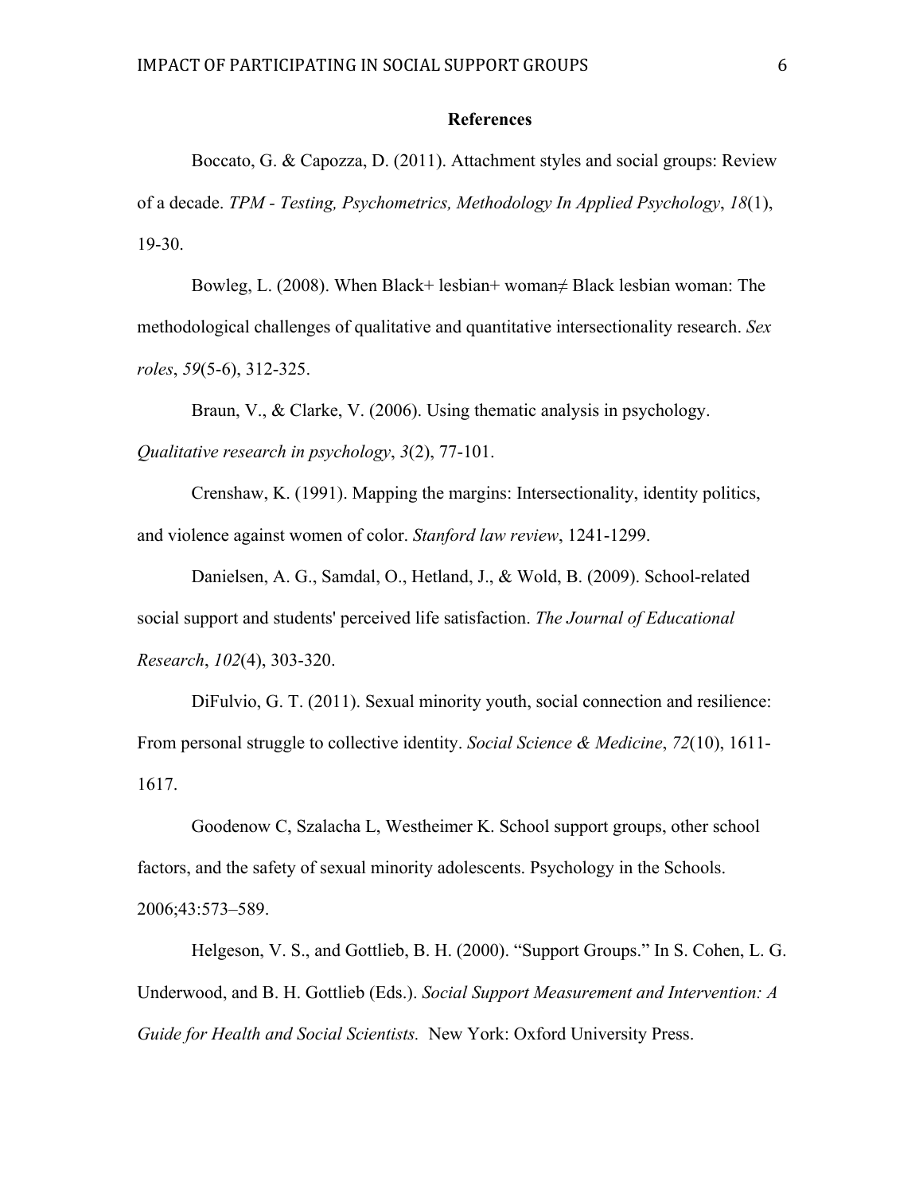## References

Boccato, G. & Capozza, D. (2011). Attachment styles and social groups: Review of a decade. *TPM - Testing, Psychometrics, Methodology In Applied Psychology*, *18*(1), 19-30.

Bowleg, L. (2008). When Black+ lesbian+ woman≠ Black lesbian woman: The methodological challenges of qualitative and quantitative intersectionality research. *Sex roles*, *59*(5-6), 312-325.

Braun, V., & Clarke, V. (2006). Using thematic analysis in psychology. *Qualitative research in psychology*, *3*(2), 77-101.

Crenshaw, K. (1991). Mapping the margins: Intersectionality, identity politics, and violence against women of color. *Stanford law review*, 1241-1299.

Danielsen, A. G., Samdal, O., Hetland, J., & Wold, B. (2009). School-related social support and students' perceived life satisfaction. *The Journal of Educational Research*, *102*(4), 303-320.

DiFulvio, G. T. (2011). Sexual minority youth, social connection and resilience: From personal struggle to collective identity. *Social Science & Medicine*, *72*(10), 1611-1617.

Goodenow C, Szalacha L, Westheimer K. School support groups, other school factors, and the safety of sexual minority adolescents. Psychology in the Schools. 2006;43:573–589.

Helgeson, V. S., and Gottlieb, B. H. (2000). "Support Groups." In S. Cohen, L. G. Underwood, and B. H. Gottlieb (Eds.). *Social Support Measurement and Intervention: A Guide for Health and Social Scientists.* New York: Oxford University Press.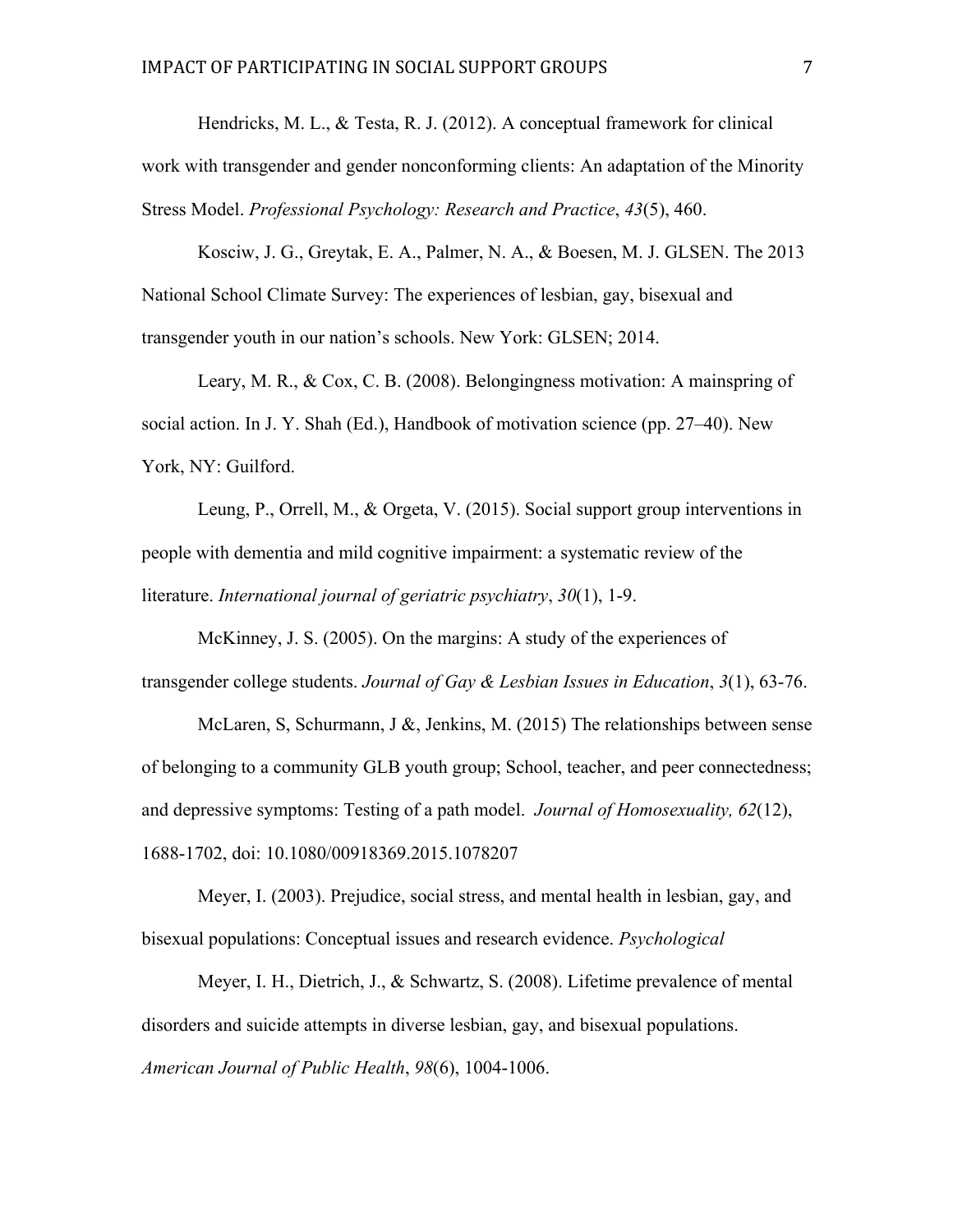Hendricks, M. L., & Testa, R. J. (2012). A conceptual framework for clinical work with transgender and gender nonconforming clients: An adaptation of the Minority Stress Model. *Professional Psychology: Research and Practice*, *43*(5), 460.

Kosciw, J. G., Greytak, E. A., Palmer, N. A., & Boesen, M. J. GLSEN. The 2013 National School Climate Survey: The experiences of lesbian, gay, bisexual and transgender youth in our nation's schools. New York: GLSEN; 2014.

Leary, M. R., & Cox, C. B. (2008). Belongingness motivation: A mainspring of social action. In J. Y. Shah (Ed.), Handbook of motivation science (pp. 27–40). New York, NY: Guilford.

Leung, P., Orrell, M., & Orgeta, V. (2015). Social support group interventions in people with dementia and mild cognitive impairment: a systematic review of the literature. *International journal of geriatric psychiatry*, *30*(1), 1-9.

McKinney, J. S. (2005). On the margins: A study of the experiences of transgender college students. *Journal of Gay & Lesbian Issues in Education*, *3*(1), 63-76.

McLaren, S, Schurmann, J &, Jenkins, M. (2015) The relationships between sense of belonging to a community GLB youth group; School, teacher, and peer connectedness; and depressive symptoms: Testing of a path model. *Journal of Homosexuality, 62*(12), 1688-1702, doi: 10.1080/00918369.2015.1078207

Meyer, I. (2003). Prejudice, social stress, and mental health in lesbian, gay, and bisexual populations: Conceptual issues and research evidence. *Psychological*

Meyer, I. H., Dietrich, J., & Schwartz, S. (2008). Lifetime prevalence of mental disorders and suicide attempts in diverse lesbian, gay, and bisexual populations. *American Journal of Public Health*, *98*(6), 1004-1006.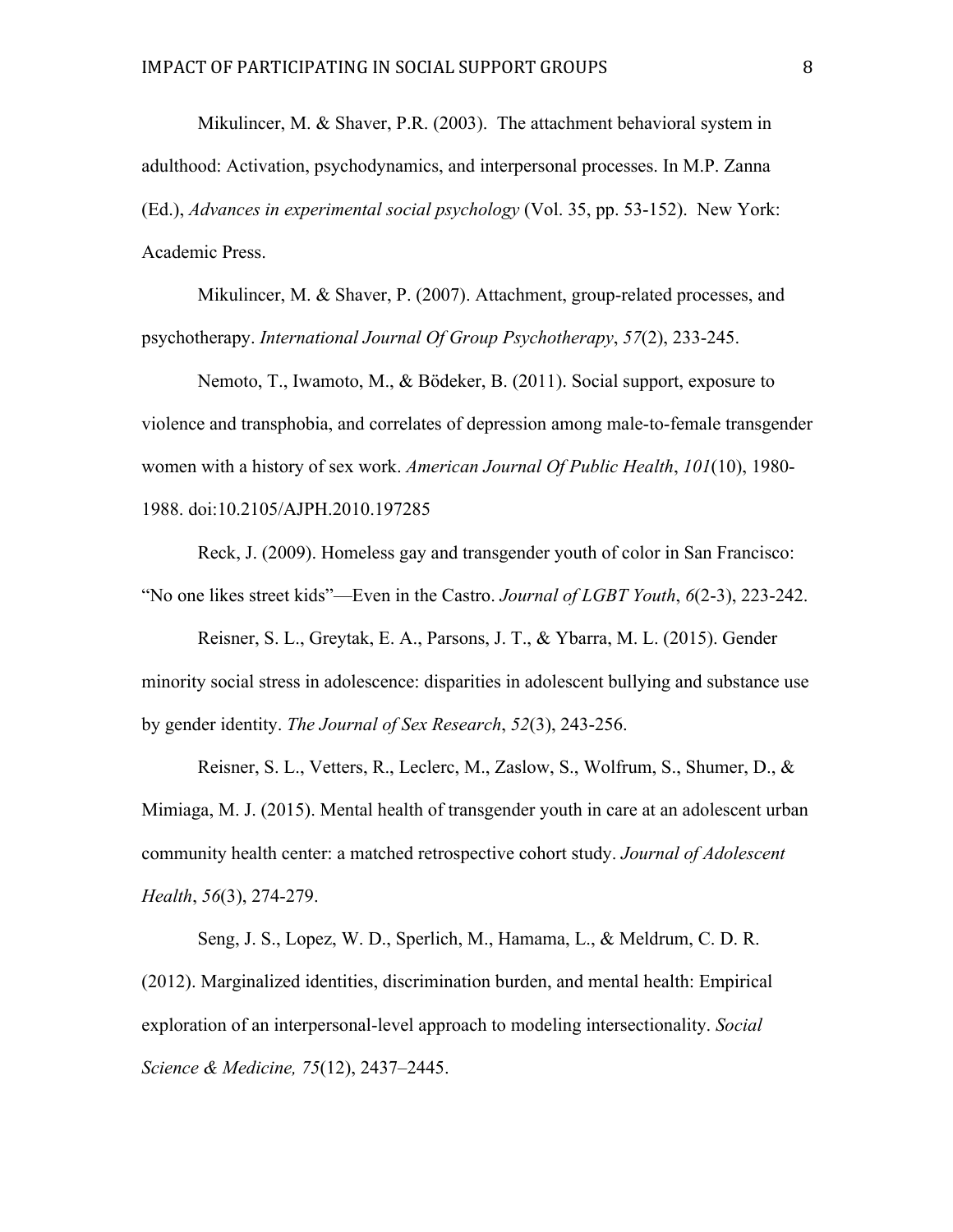Mikulincer, M. & Shaver, P.R. (2003). The attachment behavioral system in adulthood: Activation, psychodynamics, and interpersonal processes. In M.P. Zanna (Ed.), *Advances in experimental social psychology* (Vol. 35, pp. 53-152). New York: Academic Press.

Mikulincer, M. & Shaver, P. (2007). Attachment, group-related processes, and psychotherapy. *International Journal Of Group Psychotherapy*, *57*(2), 233-245.

Nemoto, T., Iwamoto, M., & Bödeker, B. (2011). Social support, exposure to violence and transphobia, and correlates of depression among male-to-female transgender women with a history of sex work. *American Journal Of Public Health*, *101*(10), 1980-1988. doi:10.2105/AJPH.2010.197285

Reck, J. (2009). Homeless gay and transgender youth of color in San Francisco: "No one likes street kids"—Even in the Castro. *Journal of LGBT Youth*, *6*(2-3), 223-242.

Reisner, S. L., Greytak, E. A., Parsons, J. T., & Ybarra, M. L. (2015). Gender minority social stress in adolescence: disparities in adolescent bullying and substance use by gender identity. *The Journal of Sex Research*, *52*(3), 243-256.

Reisner, S. L., Vetters, R., Leclerc, M., Zaslow, S., Wolfrum, S., Shumer, D., & Mimiaga, M. J. (2015). Mental health of transgender youth in care at an adolescent urban community health center: a matched retrospective cohort study. *Journal of Adolescent Health*, *56*(3), 274-279.

Seng, J. S., Lopez, W. D., Sperlich, M., Hamama, L., & Meldrum, C. D. R. (2012). Marginalized identities, discrimination burden, and mental health: Empirical exploration of an interpersonal-level approach to modeling intersectionality. *Social Science & Medicine, 75*(12), 2437–2445.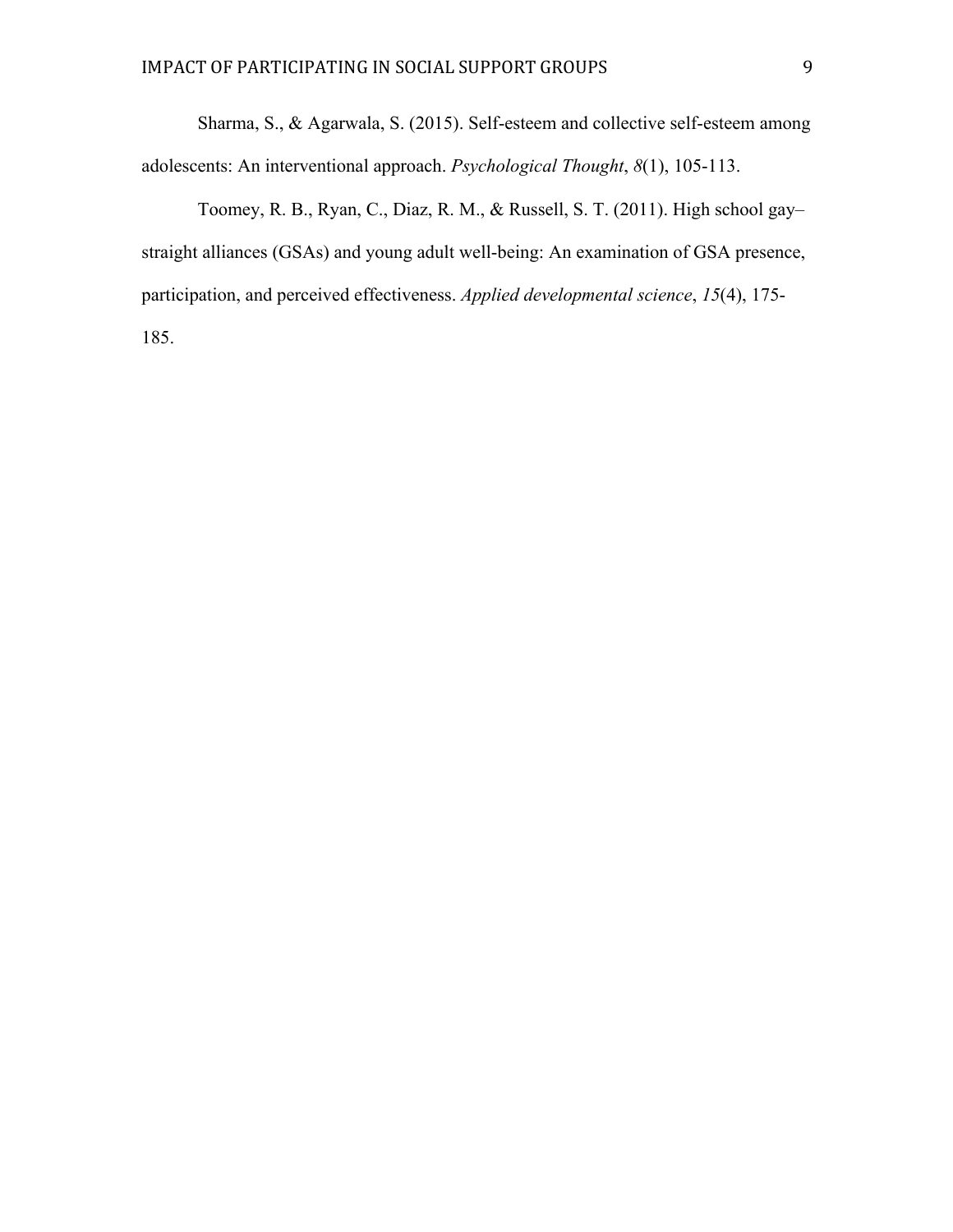Sharma, S., & Agarwala, S. (2015). Self-esteem and collective self-esteem among adolescents: An interventional approach. *Psychological Thought*, *8*(1), 105-113.

Toomey, R. B., Ryan, C., Diaz, R. M., & Russell, S. T. (2011). High school gay–straight alliances (GSAs) and young adult well-being: An examination of GSA presence, participation, and perceived effectiveness. *Applied developmental science*, *15*(4), 175-185.